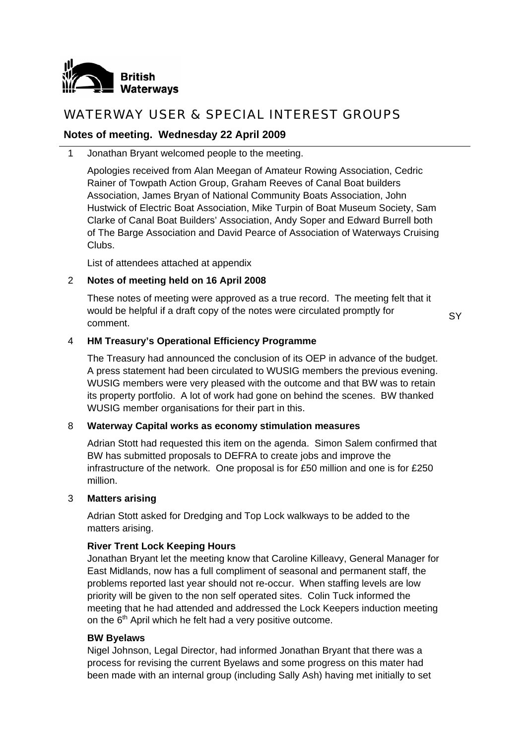British Waterways

# WATERWAY USER & SPECIAL INTEREST GROUPS

## Notes of meeting. Wednesday 22 April 2009

1 Jonathan Bryant welcomed people to the meeting.

Apologies received from Alan Meegan of Amateur Rowing Association, Cedric Rainer of Towpath Action Group, Graham Reeves of Canal Boat builders Association, James Bryan of National Community Boats Association, John Hustwick of Electric Boat Association, Mike Turpin of Boat Museum Society, Sam Clarke of Canal Boat Builders' Association, Andy Soper and Edward Burrell both of The Barge Association and David Pearce of Association of Waterways Cruising Clubs.

List of attendees attached at appendix

2 **Notes of meeting held on 16 April 2008**

These notes of meeting were approved as a true record. The meeting felt that it would be helpful if a draft copy of the notes were circulated promptly for comment. SY

4 **HM Treasury's Operational Efficiency Programme**

The Treasury had announced the conclusion of its OEP in advance of the budget. A press statement had been circulated to WUSIG members the previous evening. WUSIG members were very pleased with the outcome and that BW was to retain its property portfolio. A lot of work had gone on behind the scenes. BW thanked WUSIG member organisations for their part in this.

8 **Waterway Capital works as economy stimulation measures**

Adrian Stott had requested this item on the agenda. Simon Salem confirmed that BW has submitted proposals to DEFRA to create jobs and improve the infrastructure of the network. One proposal is for £50 million and one is for £250 million.

3 **Matters arising**

Adrian Stott asked for Dredging and Top Lock walkways to be added to the matters arising.

**River Trent Lock Keeping Hours**

Jonathan Bryant let the meeting know that Caroline Killeavy, General Manager for East Midlands, now has a full compliment of seasonal and permanent staff, the problems reported last year should not re-occur. When staffing levels are low priority will be given to the non self operated sites. Colin Tuck informed the meeting that he had attended and addressed the Lock Keepers induction meeting on the 6th April which he felt had a very positive outcome.

**BW Byelaws**

Nigel Johnson, Legal Director, had informed Jonathan Bryant that there was a process for revising the current Byelaws and some progress on this mater had been made with an internal group (including Sally Ash) having met initially to set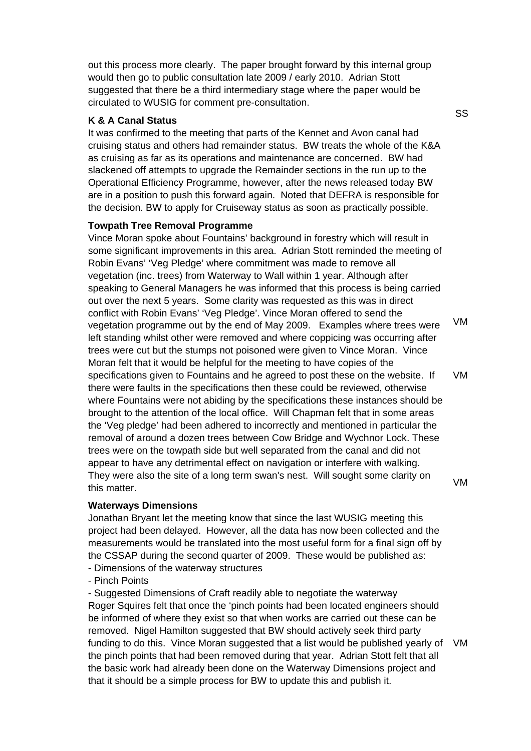out this process more clearly. The paper brought forward by this internal group would then go to public consultation late 2009 / early 2010. Adrian Stott suggested that there be a third intermediary stage where the paper would be circulated to WUSIG for comment pre-consultation. SS

**K & A Canal Status**

It was confirmed to the meeting that parts of the Kennet and Avon canal had cruising status and others had remainder status. BW treats the whole of the K&A as cruising as far as its operations and maintenance are concerned. BW had slackened off attempts to upgrade the Remainder sections in the run up to the Operational Efficiency Programme, however, after the news released today BW are in a position to push this forward again. Noted that DEFRA is responsible for the decision. BW to apply for Cruiseway status as soon as practically possible.

**Towpath Tree Removal Programme**

Vince Moran spoke about Fountains' background in forestry which will result in some significant improvements in this area. Adrian Stott reminded the meeting of Robin Evans' 'Veg Pledge' where commitment was made to remove all vegetation (inc. trees) from Waterway to Wall within 1 year. Although after speaking to General Managers he was informed that this process is being carried out over the next 5 years. Some clarity was requested as this was in direct conflict with Robin Evans' 'Veg Pledge'. Vince Moran offered to send the vegetation programme out by the end of May 2009. VM Examples where trees were left standing whilst other were removed and where coppicing was occurring after trees were cut but the stumps not poisoned were given to Vince Moran. Vince Moran felt that it would be helpful for the meeting to have copies of the specifications given to Fountains and he agreed to post these on the website. VM If there were faults in the specifications then these could be reviewed, otherwise where Fountains were not abiding by the specifications these instances should be brought to the attention of the local office. Will Chapman felt that in some areas the 'Veg pledge' had been adhered to incorrectly and mentioned in particular the removal of around a dozen trees between Cow Bridge and Wychnor Lock. These trees were on the towpath side but well separated from the canal and did not appear to have any detrimental effect on navigation or interfere with walking. They were also the site of a long term swan's nest. Will sought some clarity on this matter. VM

**Waterways Dimensions**

Jonathan Bryant let the meeting know that since the last WUSIG meeting this project had been delayed. However, all the data has now been collected and the measurements would be translated into the most useful form for a final sign off by the CSSAP during the second quarter of 2009. These would be published as:

- Dimensions of the waterway structures
- Pinch Points
- Suggested Dimensions of Craft readily able to negotiate the waterway

Roger Squires felt that once the 'pinch points had been located engineers should be informed of where they exist so that when works are carried out these can be removed. Nigel Hamilton suggested that BW should actively seek third party funding to do this. Vince Moran suggested that a list would be published yearly of the pinch points that had been removed during that year. VM Adrian Stott felt that all the basic work had already been done on the Waterway Dimensions project and that it should be a simple process for BW to update this and publish it.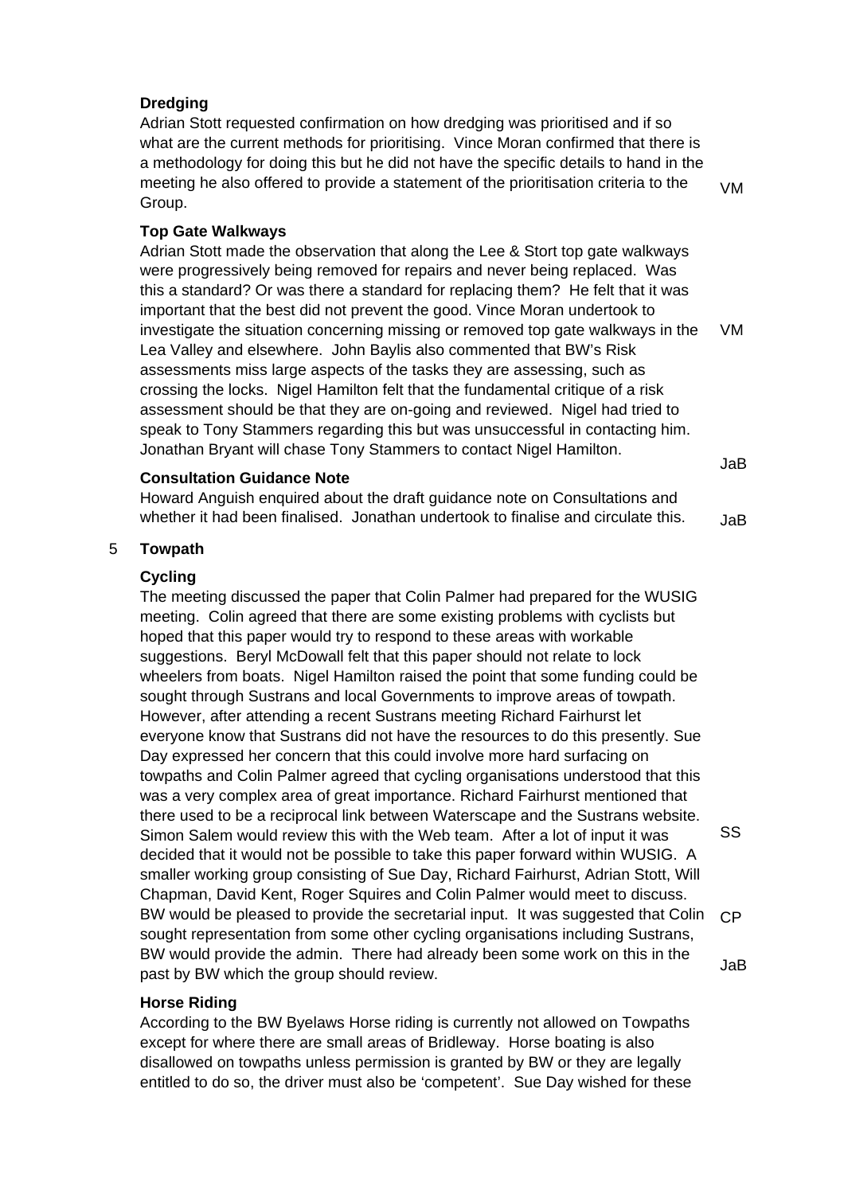### Dredging

Adrian Stott requested confirmation on how dredging was prioritised and if so what are the current methods for prioritising. Vince Moran confirmed that there is a methodology for doing this but he did not have the specific details to hand in the meeting he also offered to provide a statement of the prioritisation criteria to the Group. VM

### Top Gate Walkways

Adrian Stott made the observation that along the Lee & Stort top gate walkways were progressively being removed for repairs and never being replaced. Was this a standard? Or was there a standard for replacing them? He felt that it was important that the best did not prevent the good. Vince Moran undertook to investigate the situation concerning missing or removed top gate walkways in the Lea Valley and elsewhere. VM John Baylis also commented that BW's Risk assessments miss large aspects of the tasks they are assessing, such as crossing the locks. Nigel Hamilton felt that the fundamental critique of a risk assessment should be that they are on-going and reviewed. Nigel had tried to speak to Tony Stammers regarding this but was unsuccessful in contacting him. Jonathan Bryant will chase Tony Stammers to contact Nigel Hamilton. JaB

### Consultation Guidance Note

Howard Anguish enquired about the draft guidance note on Consultations and whether it had been finalised. Jonathan undertook to finalise and circulate this. JaB

## 5 Towpath

### Cycling

The meeting discussed the paper that Colin Palmer had prepared for the WUSIG meeting. Colin agreed that there are some existing problems with cyclists but hoped that this paper would try to respond to these areas with workable suggestions. Beryl McDowall felt that this paper should not relate to lock wheelers from boats. Nigel Hamilton raised the point that some funding could be sought through Sustrans and local Governments to improve areas of towpath. However, after attending a recent Sustrans meeting Richard Fairhurst let everyone know that Sustrans did not have the resources to do this presently. Sue Day expressed her concern that this could involve more hard surfacing on towpaths and Colin Palmer agreed that cycling organisations understood that this was a very complex area of great importance. Richard Fairhurst mentioned that there used to be a reciprocal link between Waterscape and the Sustrans website. Simon Salem would review this with the Web team. SS After a lot of input it was decided that it would not be possible to take this paper forward within WUSIG. A smaller working group consisting of Sue Day, Richard Fairhurst, Adrian Stott, Will Chapman, David Kent, Roger Squires and Colin Palmer would meet to discuss. BW would be pleased to provide the secretarial input. It was suggested that Colin sought representation from some other cycling organisations including Sustrans, CP BW would provide the admin. There had already been some work on this in the past by BW which the group should review. JaB

### Horse Riding

According to the BW Byelaws Horse riding is currently not allowed on Towpaths except for where there are small areas of Bridleway. Horse boating is also disallowed on towpaths unless permission is granted by BW or they are legally entitled to do so, the driver must also be 'competent'. Sue Day wished for these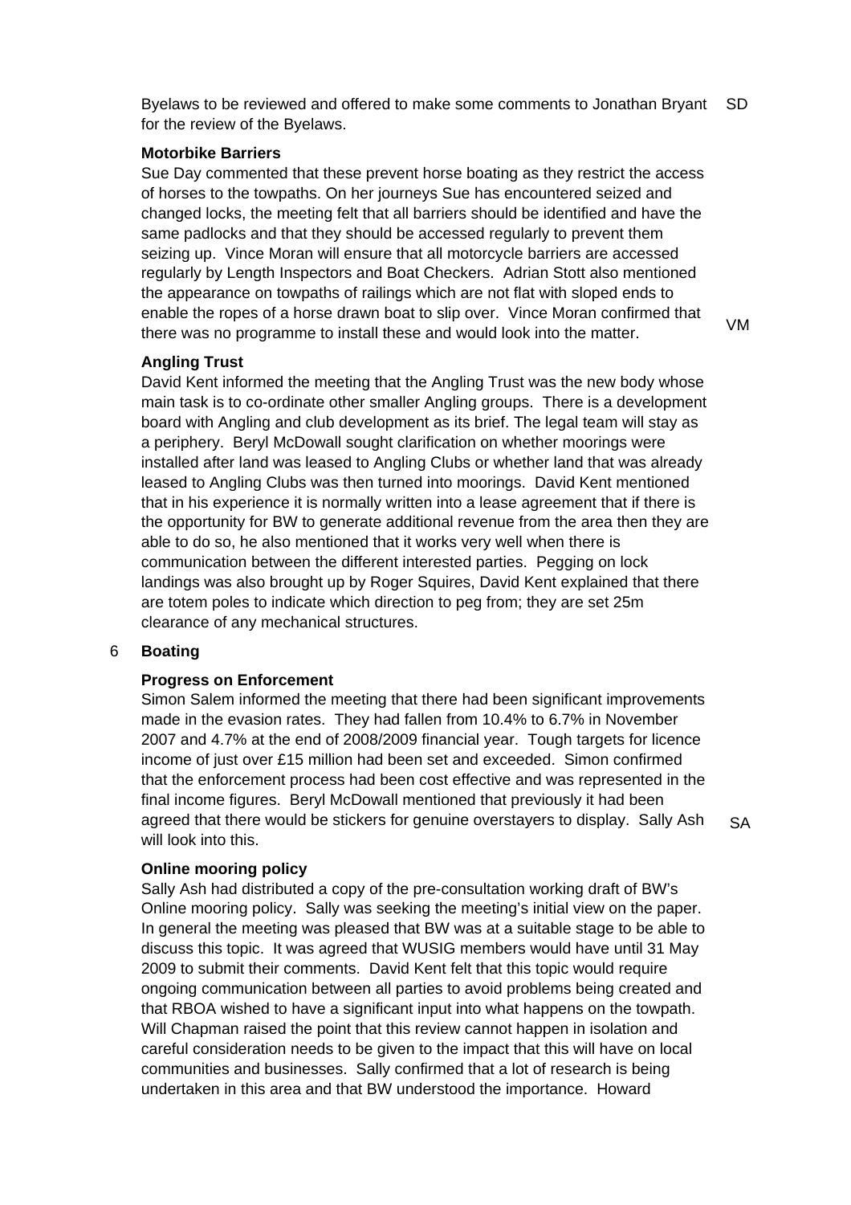Byelaws to be reviewed and offered to make some comments to Jonathan Bryant for the review of the Byelaws. SD

**Motorbike Barriers**

Sue Day commented that these prevent horse boating as they restrict the access of horses to the towpaths. On her journeys Sue has encountered seized and changed locks, the meeting felt that all barriers should be identified and have the same padlocks and that they should be accessed regularly to prevent them seizing up. Vince Moran will ensure that all motorcycle barriers are accessed regularly by Length Inspectors and Boat Checkers. Adrian Stott also mentioned the appearance on towpaths of railings which are not flat with sloped ends to enable the ropes of a horse drawn boat to slip over. Vince Moran confirmed that there was no programme to install these and would look into the matter. VM

**Angling Trust**

David Kent informed the meeting that the Angling Trust was the new body whose main task is to co-ordinate other smaller Angling groups. There is a development board with Angling and club development as its brief. The legal team will stay as a periphery. Beryl McDowall sought clarification on whether moorings were installed after land was leased to Angling Clubs or whether land that was already leased to Angling Clubs was then turned into moorings. David Kent mentioned that in his experience it is normally written into a lease agreement that if there is the opportunity for BW to generate additional revenue from the area then they are able to do so, he also mentioned that it works very well when there is communication between the different interested parties. Pegging on lock landings was also brought up by Roger Squires, David Kent explained that there are totem poles to indicate which direction to peg from; they are set 25m clearance of any mechanical structures.

## 6 Boating

**Progress on Enforcement**

Simon Salem informed the meeting that there had been significant improvements made in the evasion rates. They had fallen from 10.4% to 6.7% in November 2007 and 4.7% at the end of 2008/2009 financial year. Tough targets for licence income of just over £15 million had been set and exceeded. Simon confirmed that the enforcement process had been cost effective and was represented in the final income figures. Beryl McDowall mentioned that previously it had been agreed that there would be stickers for genuine overstayers to display. Sally Ash will look into this. SA

**Online mooring policy**

Sally Ash had distributed a copy of the pre-consultation working draft of BW's Online mooring policy. Sally was seeking the meeting's initial view on the paper. In general the meeting was pleased that BW was at a suitable stage to be able to discuss this topic. It was agreed that WUSIG members would have until 31 May 2009 to submit their comments. David Kent felt that this topic would require ongoing communication between all parties to avoid problems being created and that RBOA wished to have a significant input into what happens on the towpath. Will Chapman raised the point that this review cannot happen in isolation and careful consideration needs to be given to the impact that this will have on local communities and businesses. Sally confirmed that a lot of research is being undertaken in this area and that BW understood the importance. Howard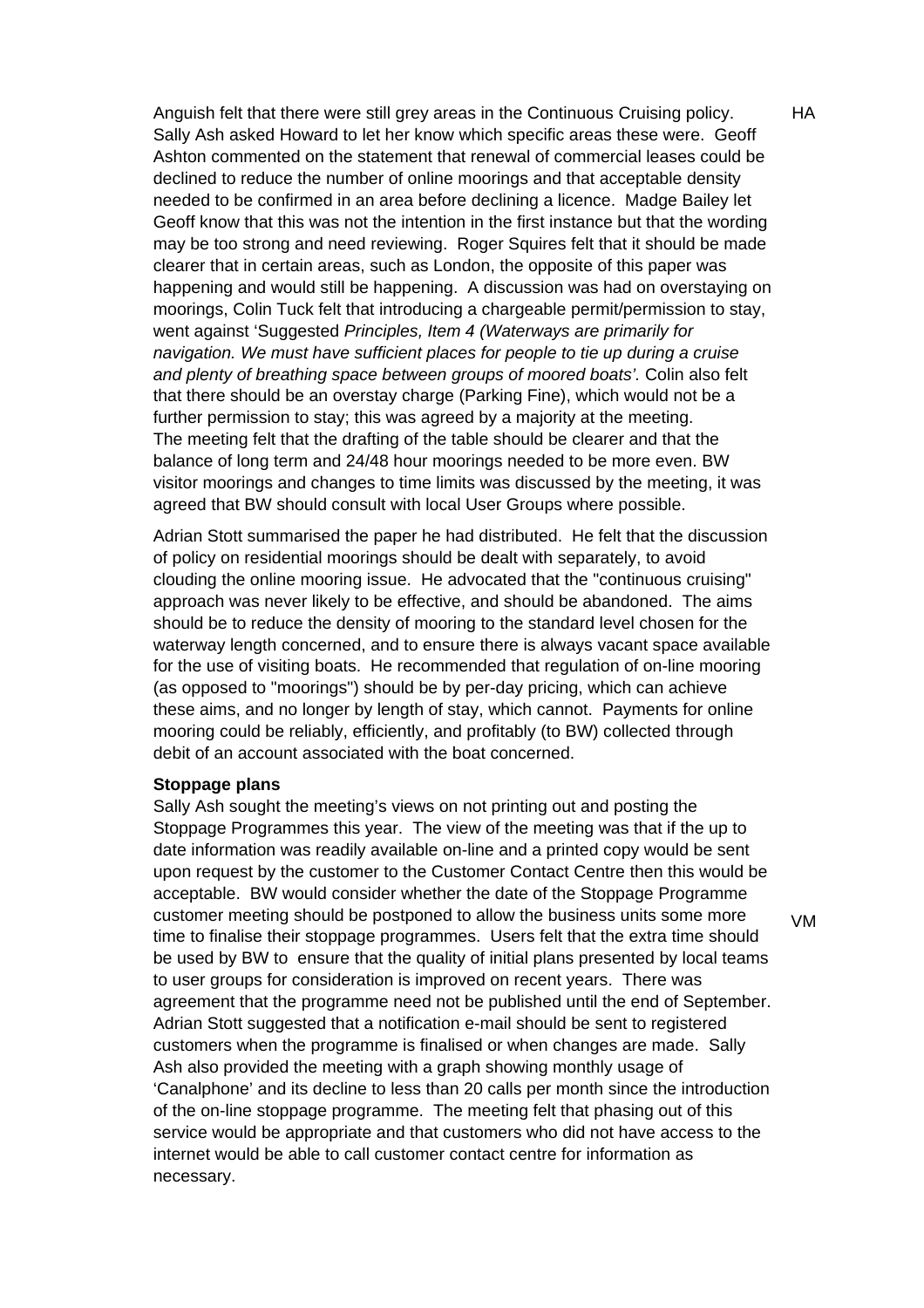Anguish felt that there were still grey areas in the Continuous Cruising policy. Sally Ash asked Howard to let her know which specific areas these were. Geoff Ashton commented on the statement that renewal of commercial leases could be declined to reduce the number of online moorings and that acceptable density needed to be confirmed in an area before declining a licence. Madge Bailey let Geoff know that this was not the intention in the first instance but that the wording may be too strong and need reviewing. Roger Squires felt that it should be made clearer that in certain areas, such as London, the opposite of this paper was happening and would still be happening. A discussion was had on overstaying on moorings, Colin Tuck felt that introducing a chargeable permit/permission to stay, went against 'Suggested *Principles, Item 4 (Waterways are primarily for navigation. We must have sufficient places for people to tie up during a cruise and plenty of breathing space between groups of moored boats'.* Colin also felt that there should be an overstay charge (Parking Fine), which would not be a further permission to stay; this was agreed by a majority at the meeting. The meeting felt that the drafting of the table should be clearer and that the balance of long term and 24/48 hour moorings needed to be more even. BW visitor moorings and changes to time limits was discussed by the meeting, it was agreed that BW should consult with local User Groups where possible. **HA**

Adrian Stott summarised the paper he had distributed. He felt that the discussion of policy on residential moorings should be dealt with separately, to avoid clouding the online mooring issue. He advocated that the "continuous cruising" approach was never likely to be effective, and should be abandoned. The aims should be to reduce the density of mooring to the standard level chosen for the waterway length concerned, and to ensure there is always vacant space available for the use of visiting boats. He recommended that regulation of on-line mooring (as opposed to "moorings") should be by per-day pricing, which can achieve these aims, and no longer by length of stay, which cannot. Payments for online mooring could be reliably, efficiently, and profitably (to BW) collected through debit of an account associated with the boat concerned.

**Stoppage plans**

Sally Ash sought the meeting's views on not printing out and posting the Stoppage Programmes this year. The view of the meeting was that if the up to date information was readily available on-line and a printed copy would be sent upon request by the customer to the Customer Contact Centre then this would be acceptable. BW would consider whether the date of the Stoppage Programme customer meeting should be postponed to allow the business units some more time to finalise their stoppage programmes. Users felt that the extra time should be used by BW to ensure that the quality of initial plans presented by local teams to user groups for consideration is improved on recent years. There was agreement that the programme need not be published until the end of September. Adrian Stott suggested that a notification e-mail should be sent to registered customers when the programme is finalised or when changes are made. Sally Ash also provided the meeting with a graph showing monthly usage of 'Canalphone' and its decline to less than 20 calls per month since the introduction of the on-line stoppage programme. The meeting felt that phasing out of this service would be appropriate and that customers who did not have access to the internet would be able to call customer contact centre for information as necessary. **VM**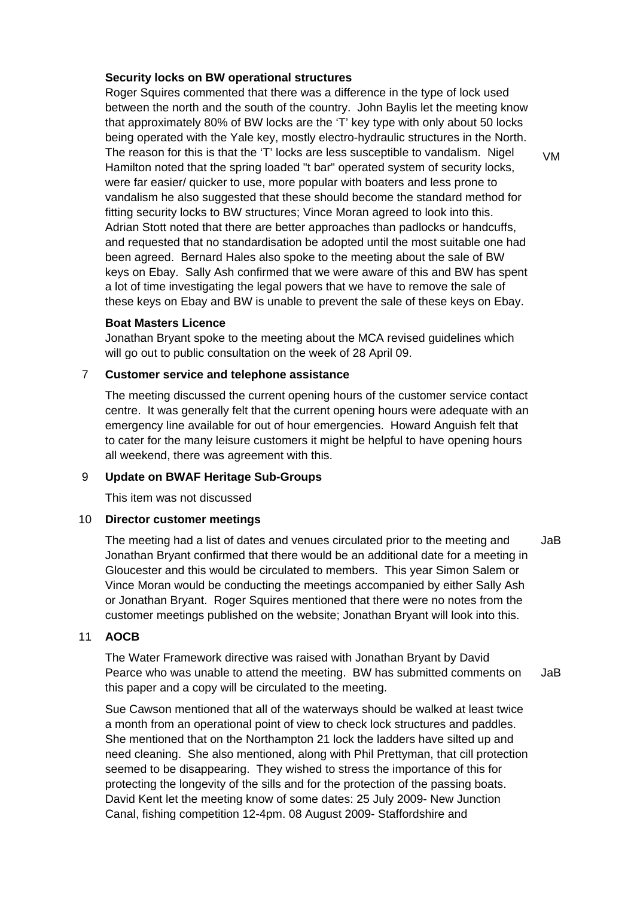**Security locks on BW operational structures**

Roger Squires commented that there was a difference in the type of lock used between the north and the south of the country. John Baylis let the meeting know that approximately 80% of BW locks are the 'T' key type with only about 50 locks being operated with the Yale key, mostly electro-hydraulic structures in the North. The reason for this is that the 'T' locks are less susceptible to vandalism. Nigel Hamilton noted that the spring loaded "t bar" operated system of security locks, were far easier/ quicker to use, more popular with boaters and less prone to vandalism he also suggested that these should become the standard method for fitting security locks to BW structures; Vince Moran agreed to look into this. Adrian Stott noted that there are better approaches than padlocks or handcuffs, and requested that no standardisation be adopted until the most suitable one had been agreed. Bernard Hales also spoke to the meeting about the sale of BW keys on Ebay. Sally Ash confirmed that we were aware of this and BW has spent a lot of time investigating the legal powers that we have to remove the sale of these keys on Ebay and BW is unable to prevent the sale of these keys on Ebay. — VM

**Boat Masters Licence**

Jonathan Bryant spoke to the meeting about the MCA revised guidelines which will go out to public consultation on the week of 28 April 09.

## 7 Customer service and telephone assistance

The meeting discussed the current opening hours of the customer service contact centre. It was generally felt that the current opening hours were adequate with an emergency line available for out of hour emergencies. Howard Anguish felt that to cater for the many leisure customers it might be helpful to have opening hours all weekend, there was agreement with this.

## 9 Update on BWAF Heritage Sub-Groups

This item was not discussed

## 10 Director customer meetings

The meeting had a list of dates and venues circulated prior to the meeting and Jonathan Bryant confirmed that there would be an additional date for a meeting in Gloucester and this would be circulated to members. This year Simon Salem or Vince Moran would be conducting the meetings accompanied by either Sally Ash or Jonathan Bryant. Roger Squires mentioned that there were no notes from the customer meetings published on the website; Jonathan Bryant will look into this. — JaB

## 11 AOCB

The Water Framework directive was raised with Jonathan Bryant by David Pearce who was unable to attend the meeting. BW has submitted comments on this paper and a copy will be circulated to the meeting. — JaB

Sue Cawson mentioned that all of the waterways should be walked at least twice a month from an operational point of view to check lock structures and paddles. She mentioned that on the Northampton 21 lock the ladders have silted up and need cleaning. She also mentioned, along with Phil Prettyman, that cill protection seemed to be disappearing. They wished to stress the importance of this for protecting the longevity of the sills and for the protection of the passing boats. David Kent let the meeting know of some dates: 25 July 2009- New Junction Canal, fishing competition 12-4pm. 08 August 2009- Staffordshire and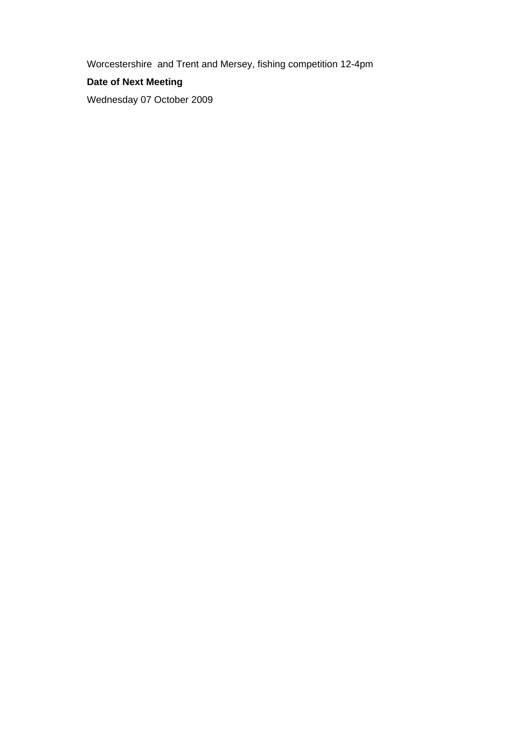Worcestershire  and Trent and Mersey, fishing competition 12-4pm

**Date of Next Meeting**

Wednesday 07 October 2009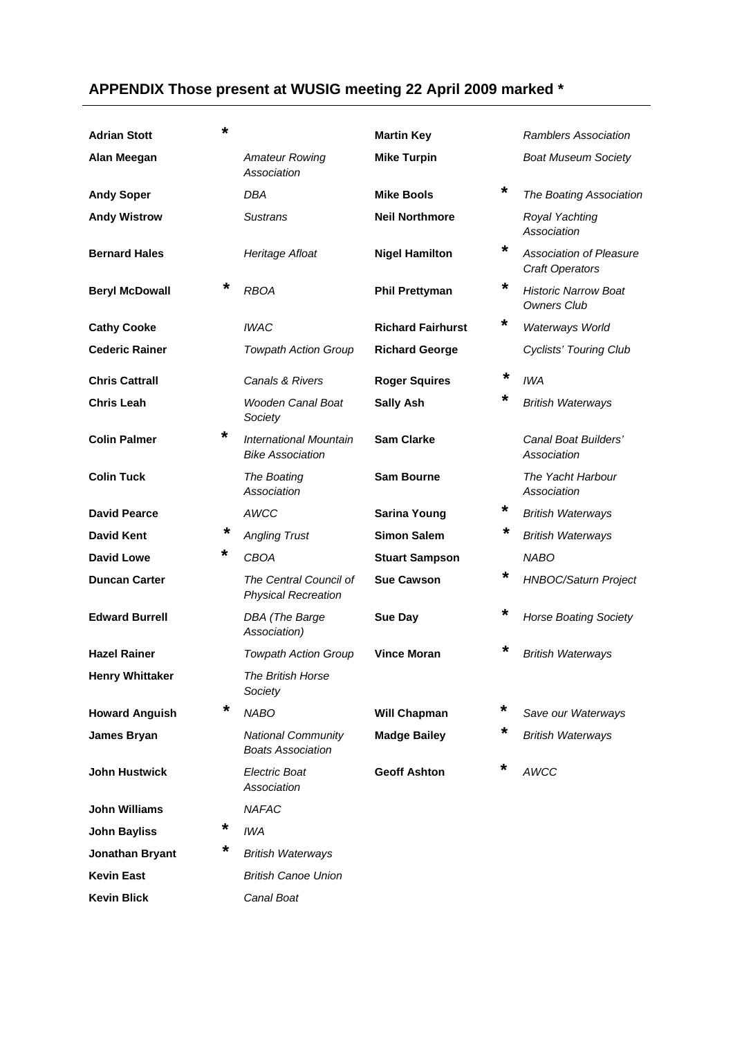## APPENDIX Those present at WUSIG meeting 22 April 2009 marked *

| | | | | | |
|---|---|---|---|---|---|
| **Adrian Stott** | * | | **Martin Key** | | *Ramblers Association* |
| **Alan Meegan** | | *Amateur Rowing Association* | **Mike Turpin** | | *Boat Museum Society* |
| **Andy Soper** | | *DBA* | **Mike Bools** | * | *The Boating Association* |
| **Andy Wistrow** | | *Sustrans* | **Neil Northmore** | | *Royal Yachting Association* |
| **Bernard Hales** | | *Heritage Afloat* | **Nigel Hamilton** | * | *Association of Pleasure Craft Operators* |
| **Beryl McDowall** | * | *RBOA* | **Phil Prettyman** | * | *Historic Narrow Boat Owners Club* |
| **Cathy Cooke** | | *IWAC* | **Richard Fairhurst** | * | *Waterways World* |
| **Cederic Rainer** | | *Towpath Action Group* | **Richard George** | | *Cyclists' Touring Club* |
| **Chris Cattrall** | | *Canals & Rivers* | **Roger Squires** | * | *IWA* |
| **Chris Leah** | | *Wooden Canal Boat Society* | **Sally Ash** | * | *British Waterways* |
| **Colin Palmer** | * | *International Mountain Bike Association* | **Sam Clarke** | | *Canal Boat Builders' Association* |
| **Colin Tuck** | | *The Boating Association* | **Sam Bourne** | | *The Yacht Harbour Association* |
| **David Pearce** | | *AWCC* | **Sarina Young** | * | *British Waterways* |
| **David Kent** | * | *Angling Trust* | **Simon Salem** | * | *British Waterways* |
| **David Lowe** | * | *CBOA* | **Stuart Sampson** | | *NABO* |
| **Duncan Carter** | | *The Central Council of Physical Recreation* | **Sue Cawson** | * | *HNBOC/Saturn Project* |
| **Edward Burrell** | | *DBA (The Barge Association)* | **Sue Day** | * | *Horse Boating Society* |
| **Hazel Rainer** | | *Towpath Action Group* | **Vince Moran** | * | *British Waterways* |
| **Henry Whittaker** | | *The British Horse Society* | | | |
| **Howard Anguish** | * | *NABO* | **Will Chapman** | * | *Save our Waterways* |
| **James Bryan** | | *National Community Boats Association* | **Madge Bailey** | * | *British Waterways* |
| **John Hustwick** | | *Electric Boat Association* | **Geoff Ashton** | * | *AWCC* |
| **John Williams** | | *NAFAC* | | | |
| **John Bayliss** | * | *IWA* | | | |
| **Jonathan Bryant** | * | *British Waterways* | | | |
| **Kevin East** | | *British Canoe Union* | | | |
| **Kevin Blick** | | *Canal Boat* | | | |